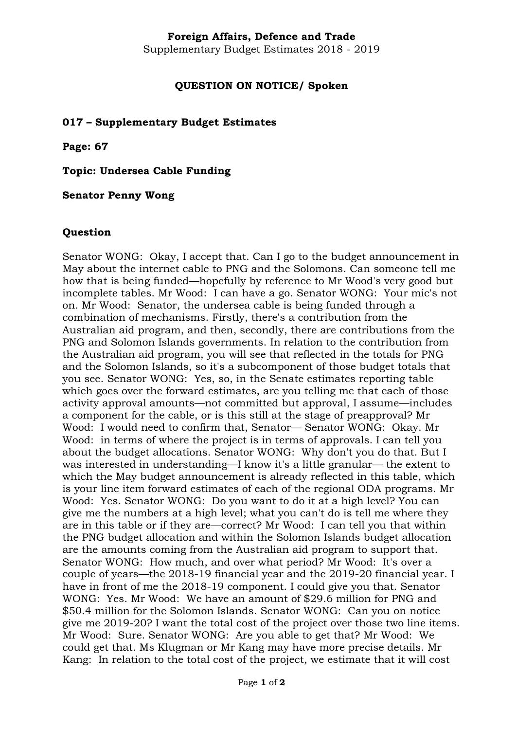**Foreign Affairs, Defence and Trade**

Supplementary Budget Estimates 2018 - 2019

**QUESTION ON NOTICE/ Spoken**

**017 – Supplementary Budget Estimates**

**Page: 67**

**Topic: Undersea Cable Funding**

**Senator Penny Wong**

**Question**

Senator WONG: Okay, I accept that. Can I go to the budget announcement in May about the internet cable to PNG and the Solomons. Can someone tell me how that is being funded—hopefully by reference to Mr Wood's very good but incomplete tables. Mr Wood: I can have a go. Senator WONG: Your mic's not on. Mr Wood: Senator, the undersea cable is being funded through a combination of mechanisms. Firstly, there's a contribution from the Australian aid program, and then, secondly, there are contributions from the PNG and Solomon Islands governments. In relation to the contribution from the Australian aid program, you will see that reflected in the totals for PNG and the Solomon Islands, so it's a subcomponent of those budget totals that you see. Senator WONG: Yes, so, in the Senate estimates reporting table which goes over the forward estimates, are you telling me that each of those activity approval amounts—not committed but approval, I assume—includes a component for the cable, or is this still at the stage of preapproval? Mr Wood: I would need to confirm that, Senator— Senator WONG: Okay. Mr Wood: in terms of where the project is in terms of approvals. I can tell you about the budget allocations. Senator WONG: Why don't you do that. But I was interested in understanding—I know it's a little granular— the extent to which the May budget announcement is already reflected in this table, which is your line item forward estimates of each of the regional ODA programs. Mr Wood: Yes. Senator WONG: Do you want to do it at a high level? You can give me the numbers at a high level; what you can't do is tell me where they are in this table or if they are—correct? Mr Wood: I can tell you that within the PNG budget allocation and within the Solomon Islands budget allocation are the amounts coming from the Australian aid program to support that. Senator WONG: How much, and over what period? Mr Wood: It's over a couple of years—the 2018-19 financial year and the 2019-20 financial year. I have in front of me the 2018-19 component. I could give you that. Senator WONG: Yes. Mr Wood: We have an amount of $29.6 million for PNG and $50.4 million for the Solomon Islands. Senator WONG: Can you on notice give me 2019-20? I want the total cost of the project over those two line items. Mr Wood: Sure. Senator WONG: Are you able to get that? Mr Wood: We could get that. Ms Klugman or Mr Kang may have more precise details. Mr Kang: In relation to the total cost of the project, we estimate that it will cost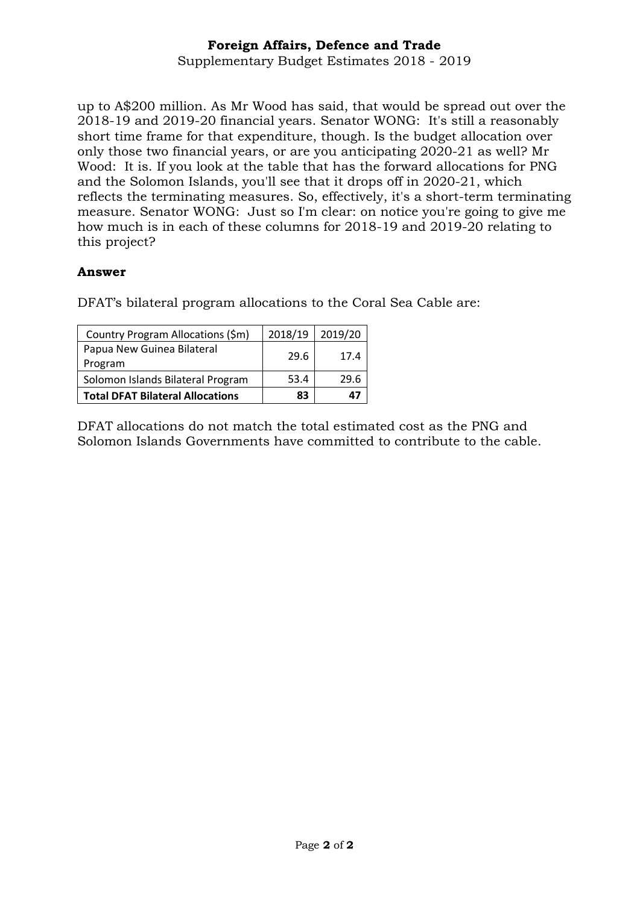up to A$200 million. As Mr Wood has said, that would be spread out over the 2018-19 and 2019-20 financial years. Senator WONG: It's still a reasonably short time frame for that expenditure, though. Is the budget allocation over only those two financial years, or are you anticipating 2020-21 as well? Mr Wood: It is. If you look at the table that has the forward allocations for PNG and the Solomon Islands, you'll see that it drops off in 2020-21, which reflects the terminating measures. So, effectively, it's a short-term terminating measure. Senator WONG: Just so I'm clear: on notice you're going to give me how much is in each of these columns for 2018-19 and 2019-20 relating to this project?

**Answer**

DFAT's bilateral program allocations to the Coral Sea Cable are:

| Country Program Allocations ($m) | 2018/19 | 2019/20 |
| --- | --- | --- |
| Papua New Guinea Bilateral Program | 29.6 | 17.4 |
| Solomon Islands Bilateral Program | 53.4 | 29.6 |
| **Total DFAT Bilateral Allocations** | **83** | **47** |

DFAT allocations do not match the total estimated cost as the PNG and Solomon Islands Governments have committed to contribute to the cable.